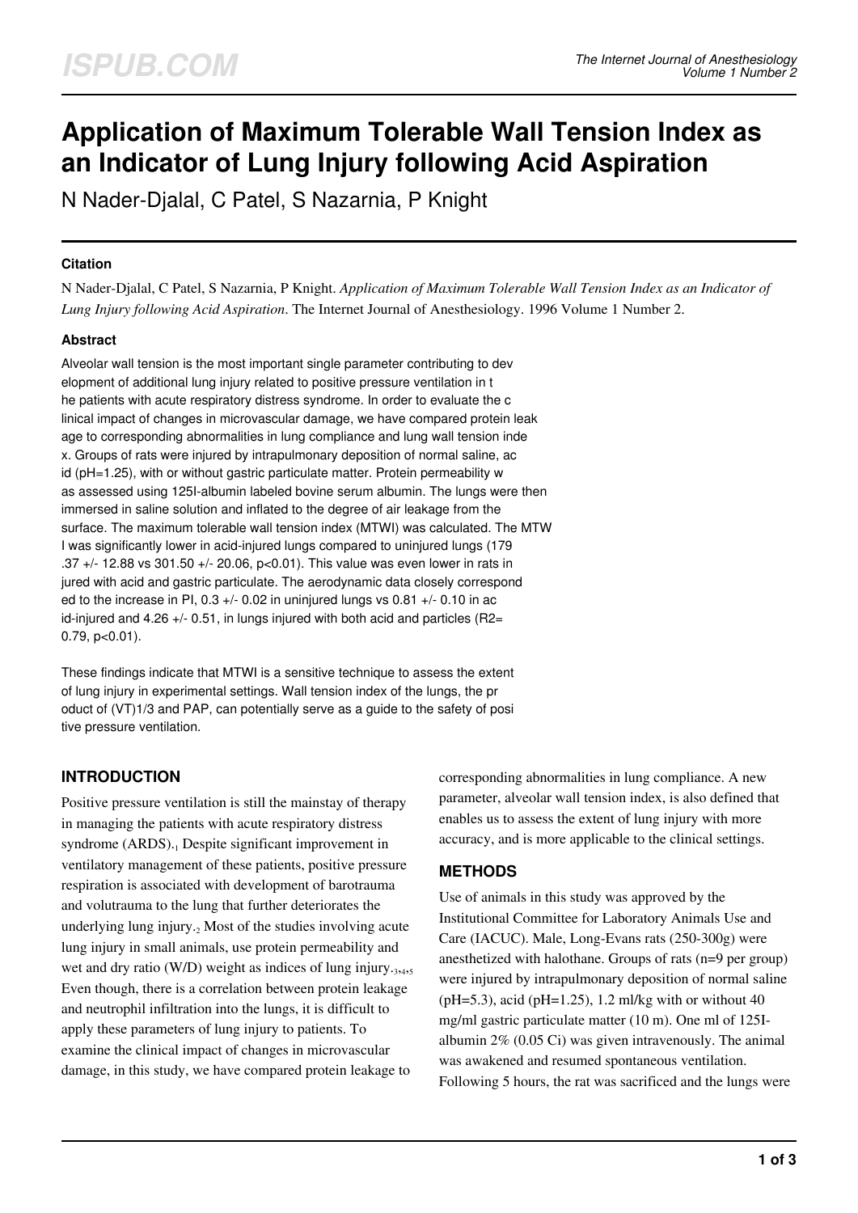# Application of Maximum Tolerable Wall Tension Index as an Indicator of Lung Injury following Acid Aspiration

N Nader-Djalal, C Patel, S Nazarnia, P Knight

### Citation

N Nader-Djalal, C Patel, S Nazarnia, P Knight. *Application of Maximum Tolerable Wall Tension Index as an Indicator of Lung Injury following Acid Aspiration*. The Internet Journal of Anesthesiology. 1996 Volume 1 Number 2.

### Abstract

Alveolar wall tension is the most important single parameter contributing to development of additional lung injury related to positive pressure ventilation in the patients with acute respiratory distress syndrome. In order to evaluate the clinical impact of changes in microvascular damage, we have compared protein leakage to corresponding abnormalities in lung compliance and lung wall tension index. Groups of rats were injured by intrapulmonary deposition of normal saline, acid (pH=1.25), with or without gastric particulate matter. Protein permeability was assessed using 125I-albumin labeled bovine serum albumin. The lungs were then immersed in saline solution and inflated to the degree of air leakage from the surface. The maximum tolerable wall tension index (MTWI) was calculated. The MTWI was significantly lower in acid-injured lungs compared to uninjured lungs (179.37 +/- 12.88 vs 301.50 +/- 20.06, p<0.01). This value was even lower in rats injured with acid and gastric particulate. The aerodynamic data closely corresponded to the increase in PI, 0.3 +/- 0.02 in uninjured lungs vs 0.81 +/- 0.10 in acid-injured and 4.26 +/- 0.51, in lungs injured with both acid and particles ($R^2$= 0.79, p<0.01).

These findings indicate that MTWI is a sensitive technique to assess the extent of lung injury in experimental settings. Wall tension index of the lungs, the product of $(VT)^{1/3}$ and PAP, can potentially serve as a guide to the safety of positive pressure ventilation.

## INTRODUCTION

Positive pressure ventilation is still the mainstay of therapy in managing the patients with acute respiratory distress syndrome (ARDS).[1] Despite significant improvement in ventilatory management of these patients, positive pressure respiration is associated with development of barotrauma and volutrauma to the lung that further deteriorates the underlying lung injury.[2] Most of the studies involving acute lung injury in small animals, use protein permeability and wet and dry ratio (W/D) weight as indices of lung injury.[3,4,5] Even though, there is a correlation between protein leakage and neutrophil infiltration into the lungs, it is difficult to apply these parameters of lung injury to patients. To examine the clinical impact of changes in microvascular damage, in this study, we have compared protein leakage to corresponding abnormalities in lung compliance. A new parameter, alveolar wall tension index, is also defined that enables us to assess the extent of lung injury with more accuracy, and is more applicable to the clinical settings.

## METHODS

Use of animals in this study was approved by the Institutional Committee for Laboratory Animals Use and Care (IACUC). Male, Long-Evans rats (250-300g) were anesthetized with halothane. Groups of rats (n=9 per group) were injured by intrapulmonary deposition of normal saline (pH=5.3), acid (pH=1.25), 1.2 ml/kg with or without 40 mg/ml gastric particulate matter (10 m). One ml of 125I-albumin 2% (0.05 Ci) was given intravenously. The animal was awakened and resumed spontaneous ventilation. Following 5 hours, the rat was sacrificed and the lungs were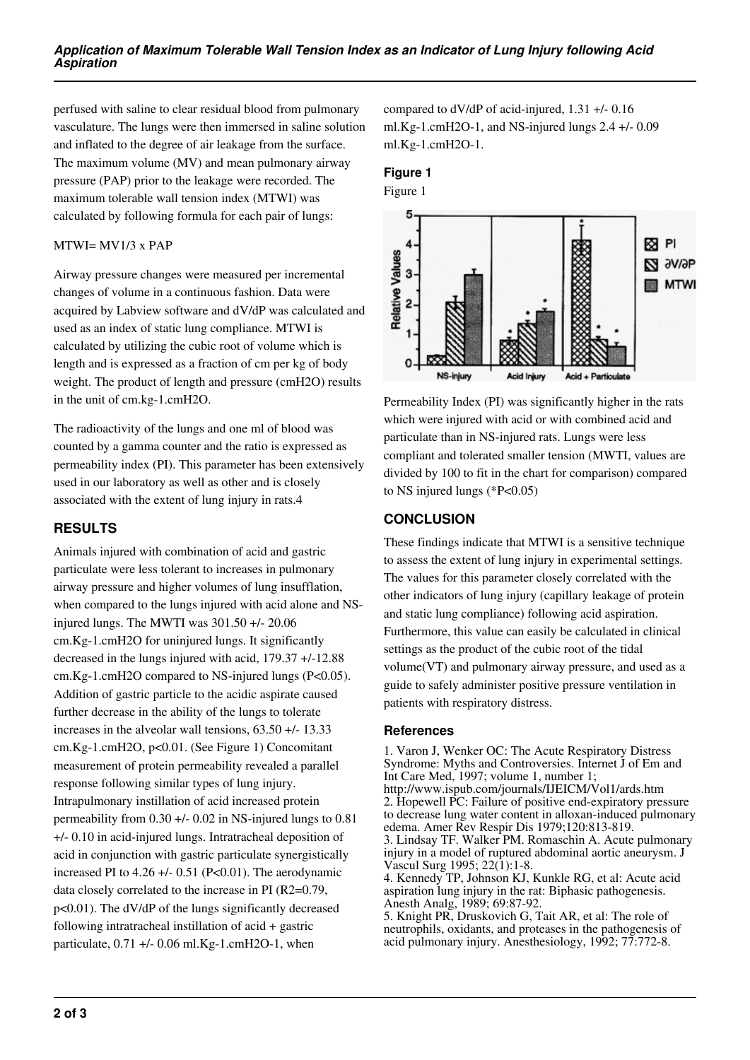perfused with saline to clear residual blood from pulmonary vasculature. The lungs were then immersed in saline solution and inflated to the degree of air leakage from the surface. The maximum volume (MV) and mean pulmonary airway pressure (PAP) prior to the leakage were recorded. The maximum tolerable wall tension index (MTWI) was calculated by following formula for each pair of lungs:

$$MTWI = MV^{1/3} \times PAP$$

Airway pressure changes were measured per incremental changes of volume in a continuous fashion. Data were acquired by Labview software and dV/dP was calculated and used as an index of static lung compliance. MTWI is calculated by utilizing the cubic root of volume which is length and is expressed as a fraction of cm per kg of body weight. The product of length and pressure ($cmH_2O$) results in the unit of $cm.kg^{-1}.cmH_2O$.

The radioactivity of the lungs and one ml of blood was counted by a gamma counter and the ratio is expressed as permeability index (PI). This parameter has been extensively used in our laboratory as well as other and is closely associated with the extent of lung injury in rats.[4]

## RESULTS

Animals injured with combination of acid and gastric particulate were less tolerant to increases in pulmonary airway pressure and higher volumes of lung insufflation, when compared to the lungs injured with acid alone and NS-injured lungs. The MWTI was 301.50 +/- 20.06 $cm.Kg^{-1}.cmH_2O$ for uninjured lungs. It significantly decreased in the lungs injured with acid, 179.37 +/-12.88 $cm.Kg^{-1}.cmH_2O$ compared to NS-injured lungs ($P<0.05$). Addition of gastric particle to the acidic aspirate caused further decrease in the ability of the lungs to tolerate increases in the alveolar wall tensions, 63.50 +/- 13.33 $cm.Kg^{-1}.cmH_2O$, $p<0.01$. (See Figure 1) Concomitant measurement of protein permeability revealed a parallel response following similar types of lung injury. Intrapulmonary instillation of acid increased protein permeability from 0.30 +/- 0.02 in NS-injured lungs to 0.81 +/- 0.10 in acid-injured lungs. Intratracheal deposition of acid in conjunction with gastric particulate synergistically increased PI to 4.26 +/- 0.51 ($P<0.01$). The aerodynamic data closely correlated to the increase in PI ($R^2=0.79$, $p<0.01$). The dV/dP of the lungs significantly decreased following intratracheal instillation of acid + gastric particulate, 0.71 +/- 0.06 $ml.Kg^{-1}.cmH_2O^{-1}$, when compared to dV/dP of acid-injured, 1.31 +/- 0.16 $ml.Kg^{-1}.cmH_2O^{-1}$, and NS-injured lungs 2.4 +/- 0.09 $ml.Kg^{-1}.cmH_2O^{-1}$.

### Figure 1

Figure 1

Permeability Index (PI) was significantly higher in the rats which were injured with acid or with combined acid and particulate than in NS-injured rats. Lungs were less compliant and tolerated smaller tension (MWTI, values are divided by 100 to fit in the chart for comparison) compared to NS injured lungs (*$P<0.05$)

## CONCLUSION

These findings indicate that MTWI is a sensitive technique to assess the extent of lung injury in experimental settings. The values for this parameter closely correlated with the other indicators of lung injury (capillary leakage of protein and static lung compliance) following acid aspiration. Furthermore, this value can easily be calculated in clinical settings as the product of the cubic root of the tidal volume(VT) and pulmonary airway pressure, and used as a guide to safely administer positive pressure ventilation in patients with respiratory distress.

### References

1. Varon J, Wenker OC: The Acute Respiratory Distress Syndrome: Myths and Controversies. Internet J of Em and Int Care Med, 1997; volume 1, number 1; http://www.ispub.com/journals/IJEICM/Vol1/ards.htm
2. Hopewell PC: Failure of positive end-expiratory pressure to decrease lung water content in alloxan-induced pulmonary edema. Amer Rev Respir Dis 1979;120:813-819.
3. Lindsay TF. Walker PM. Romaschin A. Acute pulmonary injury in a model of ruptured abdominal aortic aneurysm. J Vascul Surg 1995; 22(1):1-8.
4. Kennedy TP, Johnson KJ, Kunkle RG, et al: Acute acid aspiration lung injury in the rat: Biphasic pathogenesis. Anesth Analg, 1989; 69:87-92.
5. Knight PR, Druskovich G, Tait AR, et al: The role of neutrophils, oxidants, and proteases in the pathogenesis of acid pulmonary injury. Anesthesiology, 1992; 77:772-8.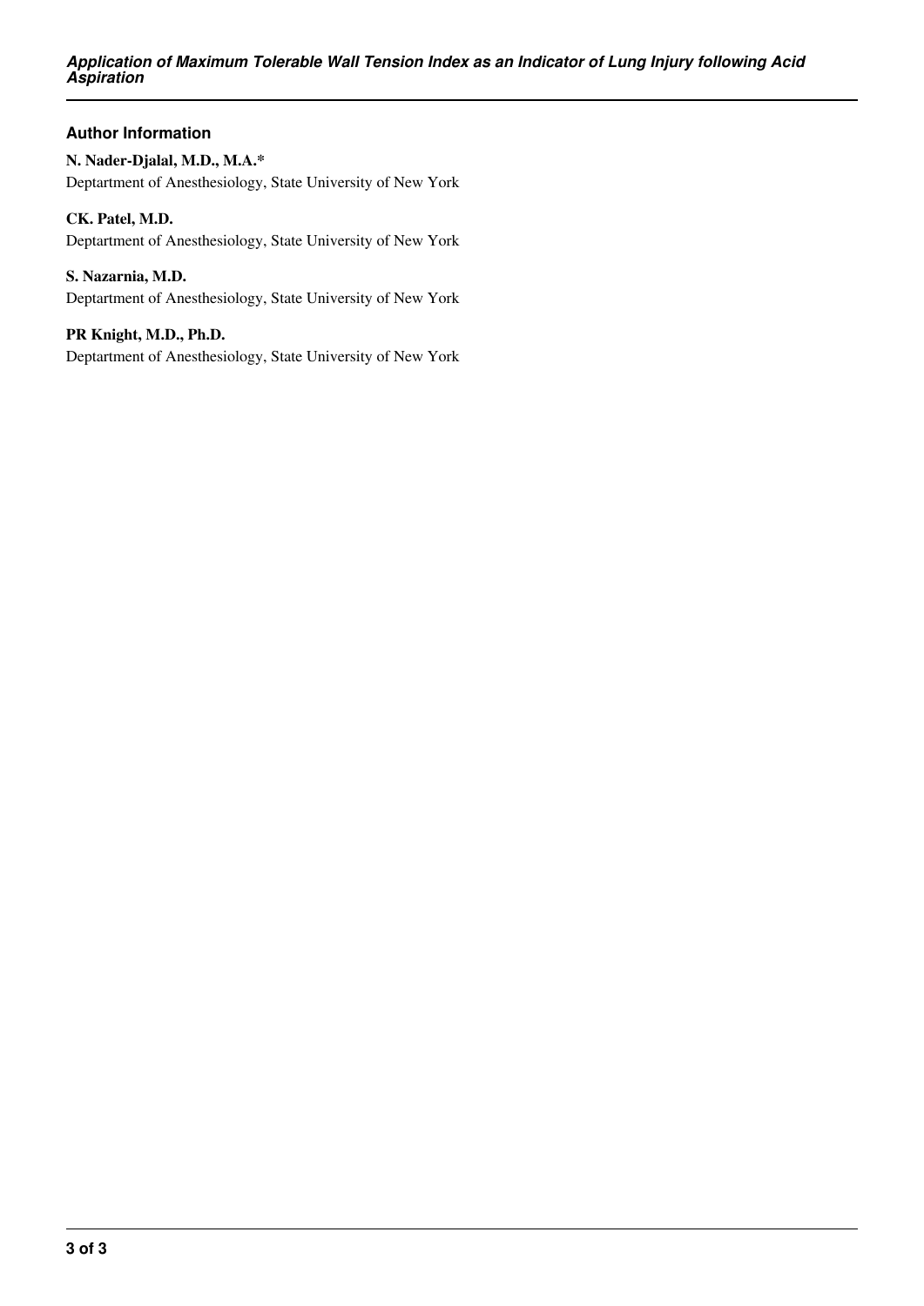### Author Information

**N. Nader-Djalal, M.D., M.A.***
Deptartment of Anesthesiology, State University of New York

**CK. Patel, M.D.**
Deptartment of Anesthesiology, State University of New York

**S. Nazarnia, M.D.**
Deptartment of Anesthesiology, State University of New York

**PR Knight, M.D., Ph.D.**
Deptartment of Anesthesiology, State University of New York